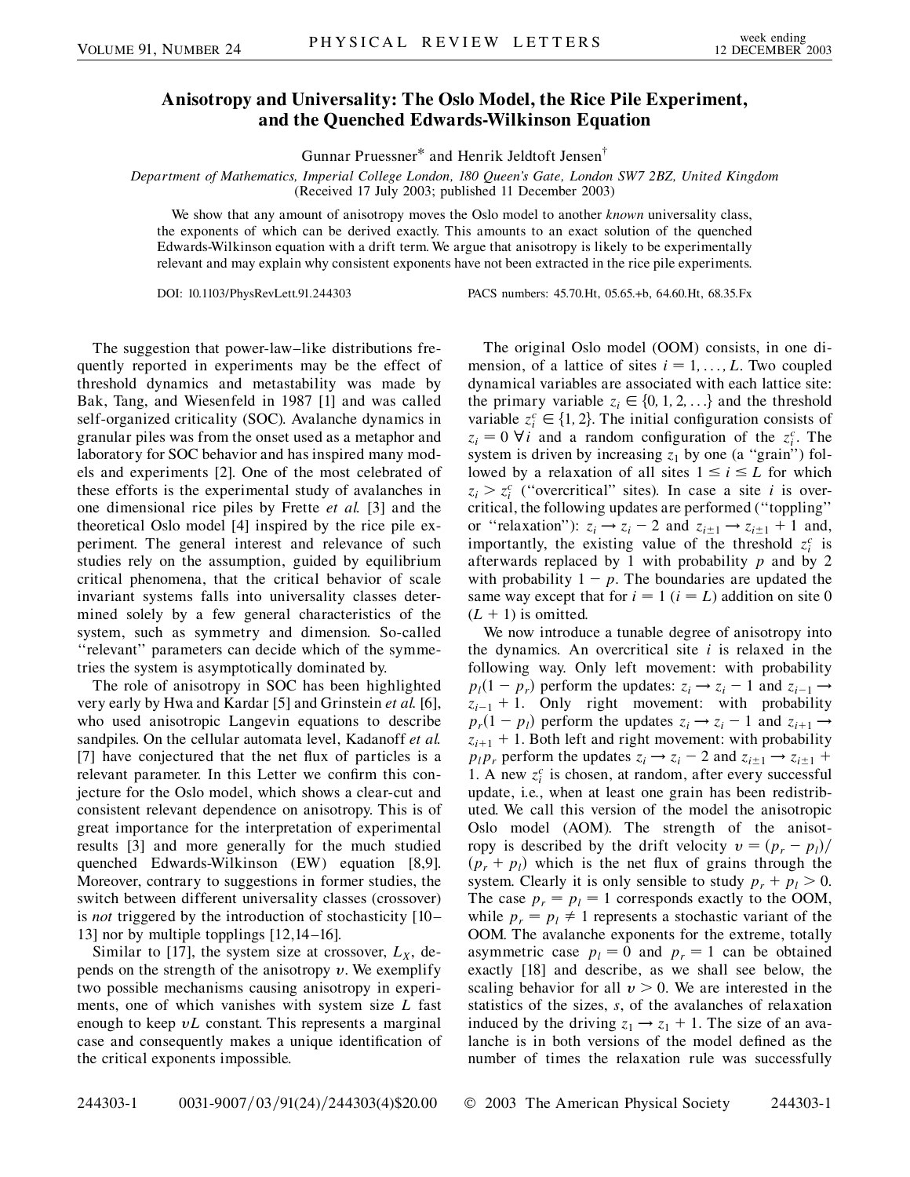# Anisotropy and Universality: The Oslo Model, the Rice Pile Experiment, and the Quenched Edwards-Wilkinson Equation

Gunnar Pruessner* and Henrik Jeldtoft Jensen†

*Department of Mathematics, Imperial College London, 180 Queen's Gate, London SW7 2BZ, United Kingdom*
(Received 17 July 2003; published 11 December 2003)

We show that any amount of anisotropy moves the Oslo model to another *known* universality class, the exponents of which can be derived exactly. This amounts to an exact solution of the quenched Edwards-Wilkinson equation with a drift term. We argue that anisotropy is likely to be experimentally relevant and may explain why consistent exponents have not been extracted in the rice pile experiments.

DOI: 10.1103/PhysRevLett.91.244303 PACS numbers: 45.70.Ht, 05.65.+b, 64.60.Ht, 68.35.Fx

The suggestion that power-law–like distributions frequently reported in experiments may be the effect of threshold dynamics and metastability was made by Bak, Tang, and Wiesenfeld in 1987 [1] and was called self-organized criticality (SOC). Avalanche dynamics in granular piles was from the onset used as a metaphor and laboratory for SOC behavior and has inspired many models and experiments [2]. One of the most celebrated of these efforts is the experimental study of avalanches in one dimensional rice piles by Frette *et al.* [3] and the theoretical Oslo model [4] inspired by the rice pile experiment. The general interest and relevance of such studies rely on the assumption, guided by equilibrium critical phenomena, that the critical behavior of scale invariant systems falls into universality classes determined solely by a few general characteristics of the system, such as symmetry and dimension. So-called "relevant" parameters can decide which of the symmetries the system is asymptotically dominated by.

The role of anisotropy in SOC has been highlighted very early by Hwa and Kardar [5] and Grinstein *et al.* [6], who used anisotropic Langevin equations to describe sandpiles. On the cellular automata level, Kadanoff *et al.* [7] have conjectured that the net flux of particles is a relevant parameter. In this Letter we confirm this conjecture for the Oslo model, which shows a clear-cut and consistent relevant dependence on anisotropy. This is of great importance for the interpretation of experimental results [3] and more generally for the much studied quenched Edwards-Wilkinson (EW) equation [8,9]. Moreover, contrary to suggestions in former studies, the switch between different universality classes (crossover) is *not* triggered by the introduction of stochasticity [10–13] nor by multiple topplings [12,14–16].

Similar to [17], the system size at crossover, $L_X$, depends on the strength of the anisotropy $v$. We exemplify two possible mechanisms causing anisotropy in experiments, one of which vanishes with system size $L$ fast enough to keep $vL$ constant. This represents a marginal case and consequently makes a unique identification of the critical exponents impossible.

The original Oslo model (OOM) consists, in one dimension, of a lattice of sites $i = 1, \ldots, L$. Two coupled dynamical variables are associated with each lattice site: the primary variable $z_i \in \{0, 1, 2, \ldots\}$ and the threshold variable $z_i^c \in \{1, 2\}$. The initial configuration consists of $z_i = 0\ \forall i$ and a random configuration of the $z_i^c$. The system is driven by increasing $z_1$ by one (a "grain") followed by a relaxation of all sites $1 \leq i \leq L$ for which $z_i > z_i^c$ ("overcritical" sites). In case a site $i$ is overcritical, the following updates are performed ("toppling" or "relaxation"): $z_i \to z_i - 2$ and $z_{i\pm1} \to z_{i\pm1} + 1$ and, importantly, the existing value of the threshold $z_i^c$ is afterwards replaced by 1 with probability $p$ and by 2 with probability $1 - p$. The boundaries are updated the same way except that for $i = 1$ ($i = L$) addition on site 0 ($L + 1$) is omitted.

We now introduce a tunable degree of anisotropy into the dynamics. An overcritical site $i$ is relaxed in the following way. Only left movement: with probability $p_l(1 - p_r)$ perform the updates: $z_i \to z_i - 1$ and $z_{i-1} \to z_{i-1} + 1$. Only right movement: with probability $p_r(1 - p_l)$ perform the updates $z_i \to z_i - 1$ and $z_{i+1} \to z_{i+1} + 1$. Both left and right movement: with probability $p_l p_r$ perform the updates $z_i \to z_i - 2$ and $z_{i\pm1} \to z_{i\pm1} + 1$. A new $z_i^c$ is chosen, at random, after every successful update, i.e., when at least one grain has been redistributed. We call this version of the model the anisotropic Oslo model (AOM). The strength of the anisotropy is described by the drift velocity $v = (p_r - p_l)/(p_r + p_l)$ which is the net flux of grains through the system. Clearly it is only sensible to study $p_r + p_l > 0$. The case $p_r = p_l = 1$ corresponds exactly to the OOM, while $p_r = p_l \neq 1$ represents a stochastic variant of the OOM. The avalanche exponents for the extreme, totally asymmetric case $p_l = 0$ and $p_r = 1$ can be obtained exactly [18] and describe, as we shall see below, the scaling behavior for all $v > 0$. We are interested in the statistics of the sizes, $s$, of the avalanches of relaxation induced by the driving $z_1 \to z_1 + 1$. The size of an avalanche is in both versions of the model defined as the number of times the relaxation rule was successfully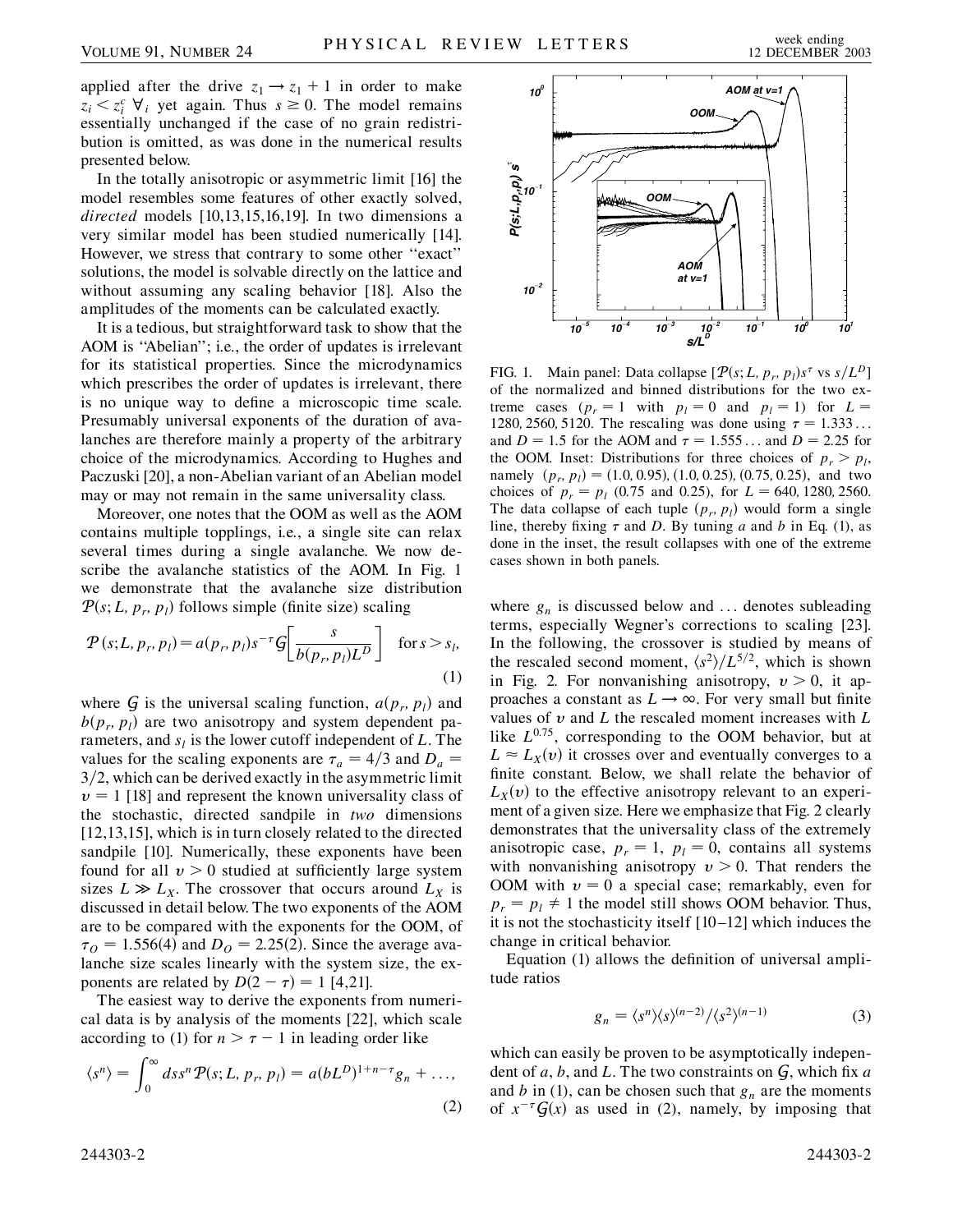applied after the drive $z_1 \to z_1 + 1$ in order to make $z_i < z_i^c \; \forall_i$ yet again. Thus $s \geq 0$. The model remains essentially unchanged if the case of no grain redistribution is omitted, as was done in the numerical results presented below.

In the totally anisotropic or asymmetric limit [16] the model resembles some features of other exactly solved, *directed* models [10,13,15,16,19]. In two dimensions a very similar model has been studied numerically [14]. However, we stress that contrary to some other "exact" solutions, the model is solvable directly on the lattice and without assuming any scaling behavior [18]. Also the amplitudes of the moments can be calculated exactly.

It is a tedious, but straightforward task to show that the AOM is "Abelian"; i.e., the order of updates is irrelevant for its statistical properties. Since the microdynamics which prescribes the order of updates is irrelevant, there is no unique way to define a microscopic time scale. Presumably universal exponents of the duration of avalanches are therefore mainly a property of the arbitrary choice of the microdynamics. According to Hughes and Paczuski [20], a non-Abelian variant of an Abelian model may or may not remain in the same universality class.

Moreover, one notes that the OOM as well as the AOM contains multiple topplings, i.e., a single site can relax several times during a single avalanche. We now describe the avalanche statistics of the AOM. In Fig. 1 we demonstrate that the avalanche size distribution $\mathcal{P}(s; L, p_r, p_l)$ follows simple (finite size) scaling

$$\mathcal{P}(s; L, p_r, p_l) = a(p_r, p_l) s^{-\tau} \mathcal{G}\left[\frac{s}{b(p_r, p_l) L^D}\right] \quad \text{for } s > s_l, \tag{1}$$

where $\mathcal{G}$ is the universal scaling function, $a(p_r, p_l)$ and $b(p_r, p_l)$ are two anisotropy and system dependent parameters, and $s_l$ is the lower cutoff independent of $L$. The values for the scaling exponents are $\tau_a = 4/3$ and $D_a = 3/2$, which can be derived exactly in the asymmetric limit $v = 1$ [18] and represent the known universality class of the stochastic, directed sandpile in *two* dimensions [12,13,15], which is in turn closely related to the directed sandpile [10]. Numerically, these exponents have been found for all $v > 0$ studied at sufficiently large system sizes $L \gg L_X$. The crossover that occurs around $L_X$ is discussed in detail below. The two exponents of the AOM are to be compared with the exponents for the OOM, of $\tau_O = 1.556(4)$ and $D_O = 2.25(2)$. Since the average avalanche size scales linearly with the system size, the exponents are related by $D(2 - \tau) = 1$ [4,21].

The easiest way to derive the exponents from numerical data is by analysis of the moments [22], which scale according to (1) for $n > \tau - 1$ in leading order like

$$\langle s^n \rangle = \int_0^\infty ds s^n \mathcal{P}(s; L, p_r, p_l) = a(bL^D)^{1+n-\tau} g_n + \ldots, \tag{2}$$

FIG. 1. Main panel: Data collapse [$\mathcal{P}(s; L, p_r, p_l)s^\tau$ vs $s/L^D$] of the normalized and binned distributions for the two extreme cases ($p_r = 1$ with $p_l = 0$ and $p_l = 1$) for $L = 1280, 2560, 5120$. The rescaling was done using $\tau = 1.333\ldots$ and $D = 1.5$ for the AOM and $\tau = 1.555\ldots$ and $D = 2.25$ for the OOM. Inset: Distributions for three choices of $p_r > p_l$, namely $(p_r, p_l) = (1.0, 0.95), (1.0, 0.25), (0.75, 0.25)$, and two choices of $p_r = p_l$ (0.75 and 0.25), for $L = 640, 1280, 2560$. The data collapse of each tuple $(p_r, p_l)$ would form a single line, thereby fixing $\tau$ and $D$. By tuning $a$ and $b$ in Eq. (1), as done in the inset, the result collapses with one of the extreme cases shown in both panels.

where $g_n$ is discussed below and $\ldots$ denotes subleading terms, especially Wegner's corrections to scaling [23]. In the following, the crossover is studied by means of the rescaled second moment, $\langle s^2 \rangle / L^{5/2}$, which is shown in Fig. 2. For nonvanishing anisotropy, $v > 0$, it approaches a constant as $L \to \infty$. For very small but finite values of $v$ and $L$ the rescaled moment increases with $L$ like $L^{0.75}$, corresponding to the OOM behavior, but at $L \approx L_X(v)$ it crosses over and eventually converges to a finite constant. Below, we shall relate the behavior of $L_X(v)$ to the effective anisotropy relevant to an experiment of a given size. Here we emphasize that Fig. 2 clearly demonstrates that the universality class of the extremely anisotropic case, $p_r = 1$, $p_l = 0$, contains all systems with nonvanishing anisotropy $v > 0$. That renders the OOM with $v = 0$ a special case; remarkably, even for $p_r = p_l \neq 1$ the model still shows OOM behavior. Thus, it is not the stochasticity itself [10–12] which induces the change in critical behavior.

Equation (1) allows the definition of universal amplitude ratios

$$g_n = \langle s^n \rangle \langle s \rangle^{(n-2)} / \langle s^2 \rangle^{(n-1)} \tag{3}$$

which can easily be proven to be asymptotically independent of $a$, $b$, and $L$. The two constraints on $\mathcal{G}$, which fix $a$ and $b$ in (1), can be chosen such that $g_n$ are the moments of $x^{-\tau}\mathcal{G}(x)$ as used in (2), namely, by imposing that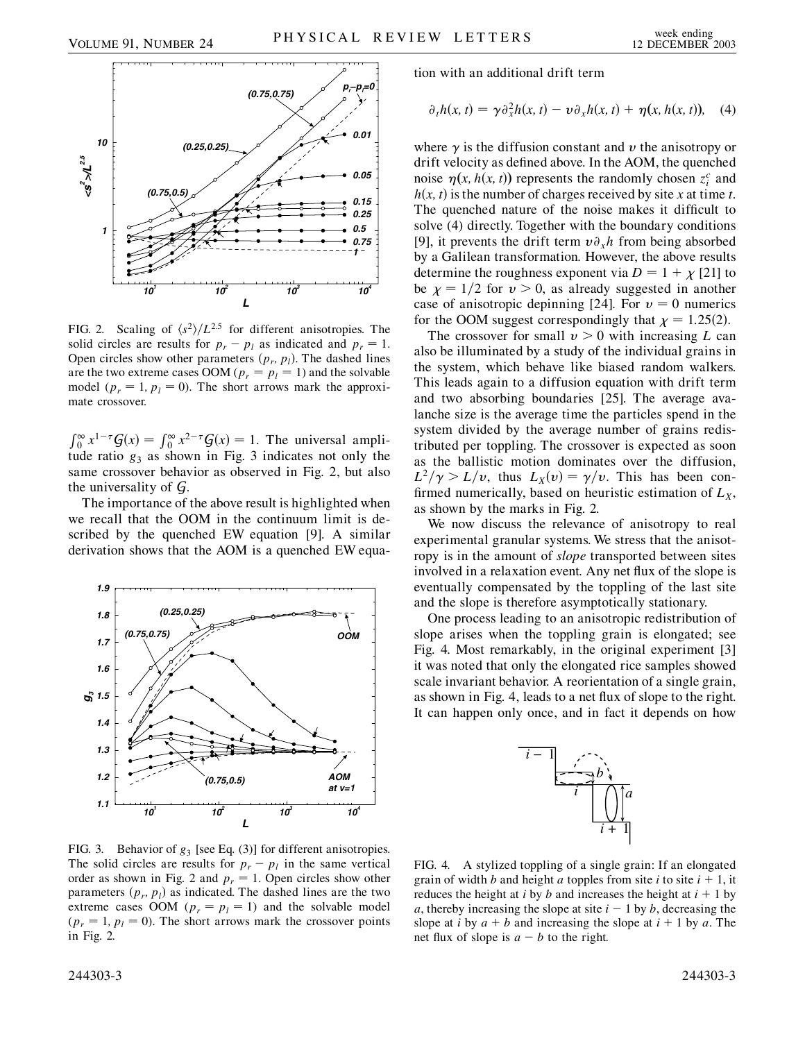FIG. 2. Scaling of $\langle s^2 \rangle / L^{2.5}$ for different anisotropies. The solid circles are results for $p_r - p_l$ as indicated and $p_r = 1$. Open circles show other parameters $(p_r, p_l)$. The dashed lines are the two extreme cases OOM ($p_r = p_l = 1$) and the solvable model ($p_r = 1$, $p_l = 0$). The short arrows mark the approximate crossover.

$\int_0^\infty x^{1-\tau} \mathcal{G}(x) = \int_0^\infty x^{2-\tau} \mathcal{G}(x) = 1$. The universal amplitude ratio $g_3$ as shown in Fig. 3 indicates not only the same crossover behavior as observed in Fig. 2, but also the universality of $\mathcal{G}$.

The importance of the above result is highlighted when we recall that the OOM in the continuum limit is described by the quenched EW equation [9]. A similar derivation shows that the AOM is a quenched EW equation with an additional drift term

$$\partial_t h(x, t) = \gamma \partial_x^2 h(x, t) - v \partial_x h(x, t) + \eta(x, h(x, t)), \quad (4)$$

where $\gamma$ is the diffusion constant and $v$ the anisotropy or drift velocity as defined above. In the AOM, the quenched noise $\eta(x, h(x, t))$ represents the randomly chosen $z_i^c$ and $h(x, t)$ is the number of charges received by site $x$ at time $t$. The quenched nature of the noise makes it difficult to solve (4) directly. Together with the boundary conditions [9], it prevents the drift term $v \partial_x h$ from being absorbed by a Galilean transformation. However, the above results determine the roughness exponent via $D = 1 + \chi$ [21] to be $\chi = 1/2$ for $v > 0$, as already suggested in another case of anisotropic depinning [24]. For $v = 0$ numerics for the OOM suggest correspondingly that $\chi = 1.25(2)$.

The crossover for small $v > 0$ with increasing $L$ can also be illuminated by a study of the individual grains in the system, which behave like biased random walkers. This leads again to a diffusion equation with drift term and two absorbing boundaries [25]. The average avalanche size is the average time the particles spend in the system divided by the average number of grains redistributed per toppling. The crossover is expected as soon as the ballistic motion dominates over the diffusion, $L^2/\gamma > L/v$, thus $L_X(v) = \gamma/v$. This has been confirmed numerically, based on heuristic estimation of $L_X$, as shown by the marks in Fig. 2.

We now discuss the relevance of anisotropy to real experimental granular systems. We stress that the anisotropy is in the amount of *slope* transported between sites involved in a relaxation event. Any net flux of the slope is eventually compensated by the toppling of the last site and the slope is therefore asymptotically stationary.

One process leading to an anisotropic redistribution of slope arises when the toppling grain is elongated; see Fig. 4. Most remarkably, in the original experiment [3] it was noted that only the elongated rice samples showed scale invariant behavior. A reorientation of a single grain, as shown in Fig. 4, leads to a net flux of slope to the right. It can happen only once, and in fact it depends on how

FIG. 3. Behavior of $g_3$ [see Eq. (3)] for different anisotropies. The solid circles are results for $p_r - p_l$ in the same vertical order as shown in Fig. 2 and $p_r = 1$. Open circles show other parameters $(p_r, p_l)$ as indicated. The dashed lines are the two extreme cases OOM ($p_r = p_l = 1$) and the solvable model ($p_r = 1$, $p_l = 0$). The short arrows mark the crossover points in Fig. 2.

FIG. 4. A stylized toppling of a single grain: If an elongated grain of width $b$ and height $a$ topples from site $i$ to site $i + 1$, it reduces the height at $i$ by $b$ and increases the height at $i + 1$ by $a$, thereby increasing the slope at site $i - 1$ by $b$, decreasing the slope at $i$ by $a + b$ and increasing the slope at $i + 1$ by $a$. The net flux of slope is $a - b$ to the right.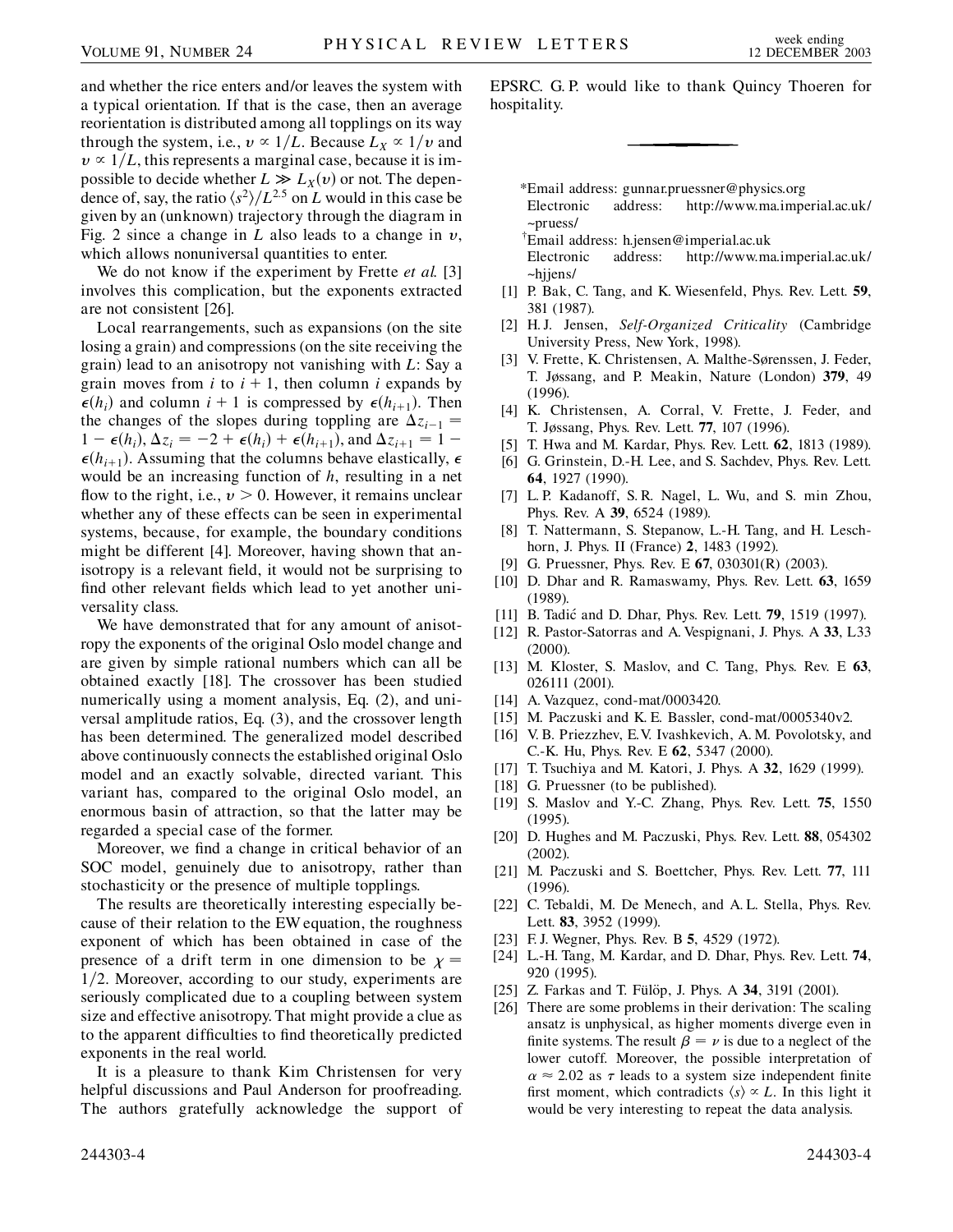and whether the rice enters and/or leaves the system with a typical orientation. If that is the case, then an average reorientation is distributed among all topplings on its way through the system, i.e., $v \propto 1/L$. Because $L_X \propto 1/v$ and $v \propto 1/L$, this represents a marginal case, because it is impossible to decide whether $L \gg L_X(v)$ or not. The dependence of, say, the ratio $\langle s^2 \rangle / L^{2.5}$ on $L$ would in this case be given by an (unknown) trajectory through the diagram in Fig. 2 since a change in $L$ also leads to a change in $v$, which allows nonuniversal quantities to enter.

We do not know if the experiment by Frette *et al.* [3] involves this complication, but the exponents extracted are not consistent [26].

Local rearrangements, such as expansions (on the site losing a grain) and compressions (on the site receiving the grain) lead to an anisotropy not vanishing with $L$: Say a grain moves from $i$ to $i+1$, then column $i$ expands by $\epsilon(h_i)$ and column $i+1$ is compressed by $\epsilon(h_{i+1})$. Then the changes of the slopes during toppling are $\Delta z_{i-1} = 1 - \epsilon(h_i)$, $\Delta z_i = -2 + \epsilon(h_i) + \epsilon(h_{i+1})$, and $\Delta z_{i+1} = 1 - \epsilon(h_{i+1})$. Assuming that the columns behave elastically, $\epsilon$ would be an increasing function of $h$, resulting in a net flow to the right, i.e., $v > 0$. However, it remains unclear whether any of these effects can be seen in experimental systems, because, for example, the boundary conditions might be different [4]. Moreover, having shown that anisotropy is a relevant field, it would not be surprising to find other relevant fields which lead to yet another universality class.

We have demonstrated that for any amount of anisotropy the exponents of the original Oslo model change and are given by simple rational numbers which can all be obtained exactly [18]. The crossover has been studied numerically using a moment analysis, Eq. (2), and universal amplitude ratios, Eq. (3), and the crossover length has been determined. The generalized model described above continuously connects the established original Oslo model and an exactly solvable, directed variant. This variant has, compared to the original Oslo model, an enormous basin of attraction, so that the latter may be regarded a special case of the former.

Moreover, we find a change in critical behavior of an SOC model, genuinely due to anisotropy, rather than stochasticity or the presence of multiple topplings.

The results are theoretically interesting especially because of their relation to the EW equation, the roughness exponent of which has been obtained in case of the presence of a drift term in one dimension to be $\chi = 1/2$. Moreover, according to our study, experiments are seriously complicated due to a coupling between system size and effective anisotropy. That might provide a clue as to the apparent difficulties to find theoretically predicted exponents in the real world.

It is a pleasure to thank Kim Christensen for very helpful discussions and Paul Anderson for proofreading. The authors gratefully acknowledge the support of EPSRC. G. P. would like to thank Quincy Thoeren for hospitality.

---

*Email address: gunnar.pruessner@physics.org
Electronic address: http://www.ma.imperial.ac.uk/~pruess/

†Email address: h.jensen@imperial.ac.uk
Electronic address: http://www.ma.imperial.ac.uk/~hjjens/

[1] P. Bak, C. Tang, and K. Wiesenfeld, Phys. Rev. Lett. **59**, 381 (1987).

[2] H. J. Jensen, *Self-Organized Criticality* (Cambridge University Press, New York, 1998).

[3] V. Frette, K. Christensen, A. Malthe-Sørenssen, J. Feder, T. Jøssang, and P. Meakin, Nature (London) **379**, 49 (1996).

[4] K. Christensen, A. Corral, V. Frette, J. Feder, and T. Jøssang, Phys. Rev. Lett. **77**, 107 (1996).

[5] T. Hwa and M. Kardar, Phys. Rev. Lett. **62**, 1813 (1989).

[6] G. Grinstein, D.-H. Lee, and S. Sachdev, Phys. Rev. Lett. **64**, 1927 (1990).

[7] L. P. Kadanoff, S. R. Nagel, L. Wu, and S. min Zhou, Phys. Rev. A **39**, 6524 (1989).

[8] T. Nattermann, S. Stepanow, L.-H. Tang, and H. Leschhorn, J. Phys. II (France) **2**, 1483 (1992).

[9] G. Pruessner, Phys. Rev. E **67**, 030301(R) (2003).

[10] D. Dhar and R. Ramaswamy, Phys. Rev. Lett. **63**, 1659 (1989).

[11] B. Tadić and D. Dhar, Phys. Rev. Lett. **79**, 1519 (1997).

[12] R. Pastor-Satorras and A. Vespignani, J. Phys. A **33**, L33 (2000).

[13] M. Kloster, S. Maslov, and C. Tang, Phys. Rev. E **63**, 026111 (2001).

[14] A. Vazquez, cond-mat/0003420.

[15] M. Paczuski and K. E. Bassler, cond-mat/0005340v2.

[16] V. B. Priezzhev, E. V. Ivashkevich, A. M. Povolotsky, and C.-K. Hu, Phys. Rev. E **62**, 5347 (2000).

[17] T. Tsuchiya and M. Katori, J. Phys. A **32**, 1629 (1999).

[18] G. Pruessner (to be published).

[19] S. Maslov and Y.-C. Zhang, Phys. Rev. Lett. **75**, 1550 (1995).

[20] D. Hughes and M. Paczuski, Phys. Rev. Lett. **88**, 054302 (2002).

[21] M. Paczuski and S. Boettcher, Phys. Rev. Lett. **77**, 111 (1996).

[22] C. Tebaldi, M. De Menech, and A. L. Stella, Phys. Rev. Lett. **83**, 3952 (1999).

[23] F. J. Wegner, Phys. Rev. B **5**, 4529 (1972).

[24] L.-H. Tang, M. Kardar, and D. Dhar, Phys. Rev. Lett. **74**, 920 (1995).

[25] Z. Farkas and T. Fülöp, J. Phys. A **34**, 3191 (2001).

[26] There are some problems in their derivation: The scaling ansatz is unphysical, as higher moments diverge even in finite systems. The result $\beta = \nu$ is due to a neglect of the lower cutoff. Moreover, the possible interpretation of $\alpha \approx 2.02$ as $\tau$ leads to a system size independent finite first moment, which contradicts $\langle s \rangle \propto L$. In this light it would be very interesting to repeat the data analysis.